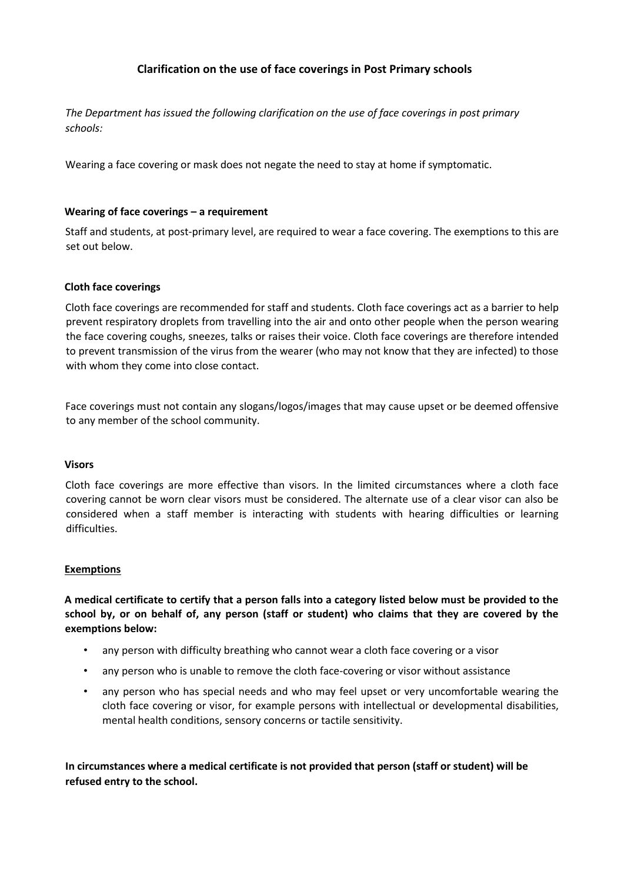# Clarification on the use of face coverings in Post Primary schools

*The Department has issued the following clarification on the use of face coverings in post primary schools:*

Wearing a face covering or mask does not negate the need to stay at home if symptomatic.

### Wearing of face coverings – a requirement

Staff and students, at post-primary level, are required to wear a face covering. The exemptions to this are set out below.

### Cloth face coverings

Cloth face coverings are recommended for staff and students. Cloth face coverings act as a barrier to help prevent respiratory droplets from travelling into the air and onto other people when the person wearing the face covering coughs, sneezes, talks or raises their voice. Cloth face coverings are therefore intended to prevent transmission of the virus from the wearer (who may not know that they are infected) to those with whom they come into close contact.

Face coverings must not contain any slogans/logos/images that may cause upset or be deemed offensive to any member of the school community.

### Visors

Cloth face coverings are more effective than visors. In the limited circumstances where a cloth face covering cannot be worn clear visors must be considered. The alternate use of a clear visor can also be considered when a staff member is interacting with students with hearing difficulties or learning difficulties.

### <u>Exemptions</u>

**A medical certificate to certify that a person falls into a category listed below must be provided to the school by, or on behalf of, any person (staff or student) who claims that they are covered by the exemptions below:**

- any person with difficulty breathing who cannot wear a cloth face covering or a visor
- any person who is unable to remove the cloth face-covering or visor without assistance
- any person who has special needs and who may feel upset or very uncomfortable wearing the cloth face covering or visor, for example persons with intellectual or developmental disabilities, mental health conditions, sensory concerns or tactile sensitivity.

**In circumstances where a medical certificate is not provided that person (staff or student) will be refused entry to the school.**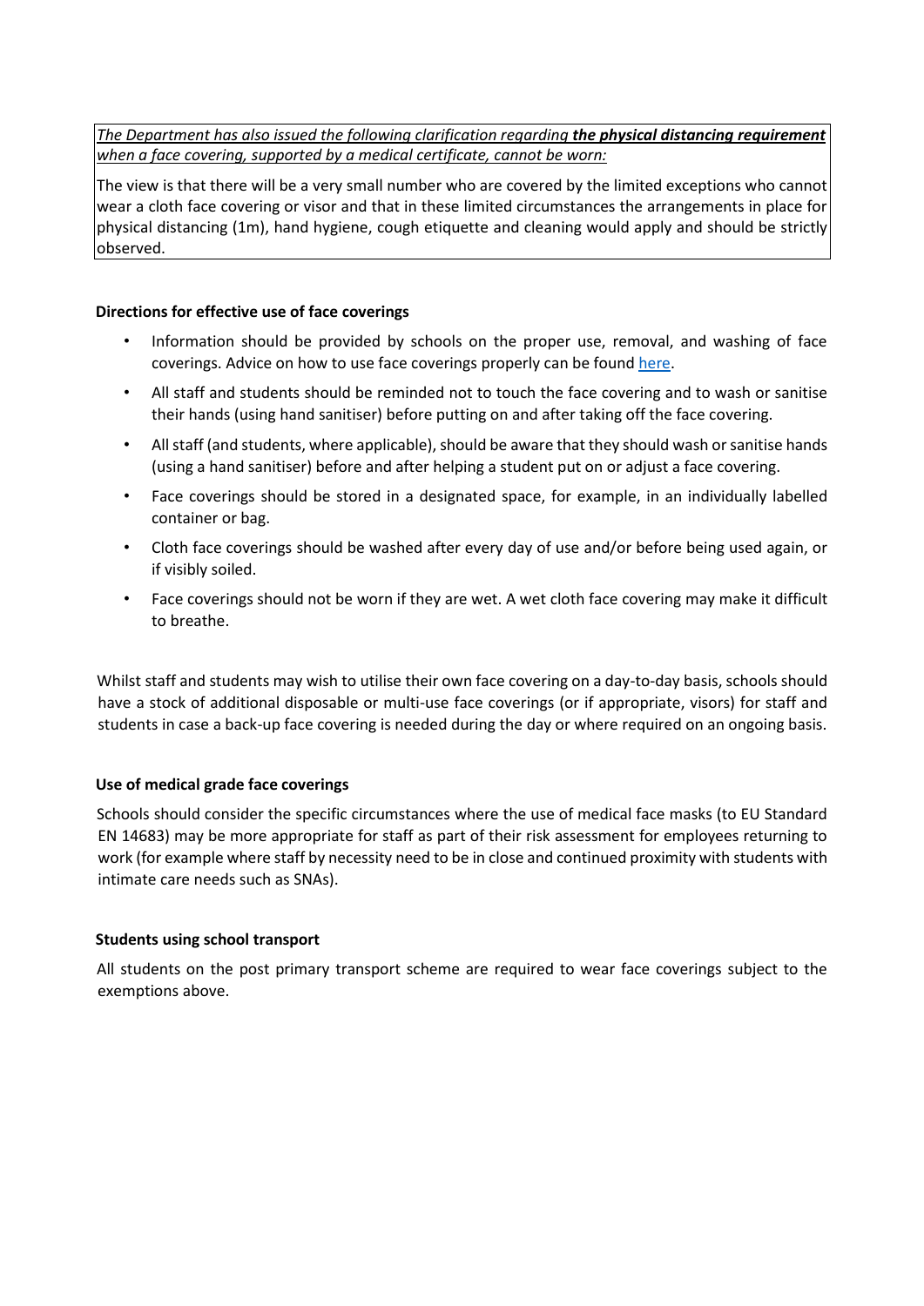*The Department has also issued the following clarification regarding **the physical distancing requirement** when a face covering, supported by a medical certificate, cannot be worn:*

The view is that there will be a very small number who are covered by the limited exceptions who cannot wear a cloth face covering or visor and that in these limited circumstances the arrangements in place for physical distancing (1m), hand hygiene, cough etiquette and cleaning would apply and should be strictly observed.

**Directions for effective use of face coverings**

- Information should be provided by schools on the proper use, removal, and washing of face coverings. Advice on how to use face coverings properly can be found here.
- All staff and students should be reminded not to touch the face covering and to wash or sanitise their hands (using hand sanitiser) before putting on and after taking off the face covering.
- All staff (and students, where applicable), should be aware that they should wash or sanitise hands (using a hand sanitiser) before and after helping a student put on or adjust a face covering.
- Face coverings should be stored in a designated space, for example, in an individually labelled container or bag.
- Cloth face coverings should be washed after every day of use and/or before being used again, or if visibly soiled.
- Face coverings should not be worn if they are wet. A wet cloth face covering may make it difficult to breathe.

Whilst staff and students may wish to utilise their own face covering on a day-to-day basis, schools should have a stock of additional disposable or multi-use face coverings (or if appropriate, visors) for staff and students in case a back-up face covering is needed during the day or where required on an ongoing basis.

**Use of medical grade face coverings**

Schools should consider the specific circumstances where the use of medical face masks (to EU Standard EN 14683) may be more appropriate for staff as part of their risk assessment for employees returning to work (for example where staff by necessity need to be in close and continued proximity with students with intimate care needs such as SNAs).

**Students using school transport**

All students on the post primary transport scheme are required to wear face coverings subject to the exemptions above.